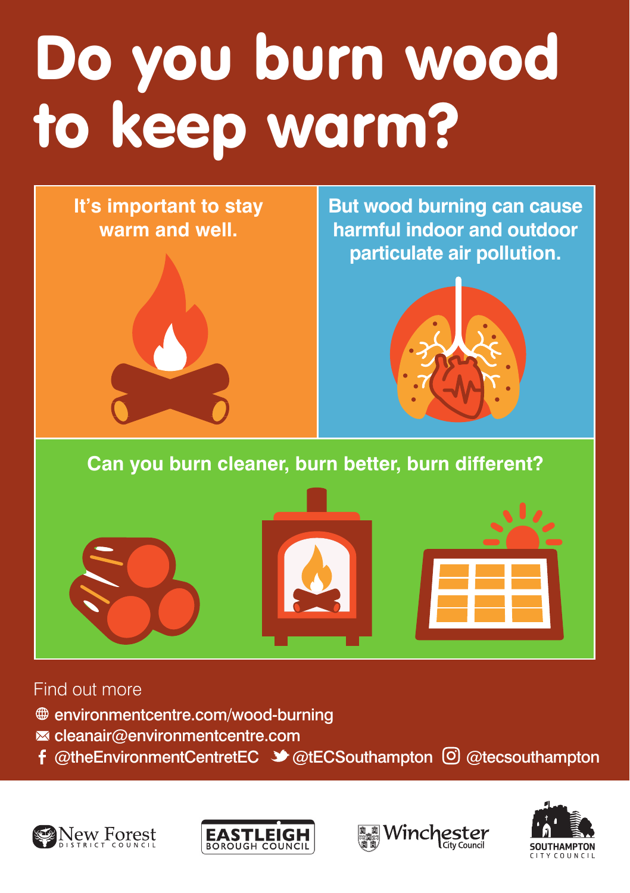# Do you burn wood to keep warm?

**It's important to stay warm and well.**

**But wood burning can cause harmful indoor and outdoor particulate air pollution.**

**Can you burn cleaner, burn better, burn different?**

Find out more

- environmentcentre.com/wood-burning
- cleanair@environmentcentre.com
- @theEnvironmentCentretEC @tECSouthampton @tecsouthampton

New Forest District Council | Eastleigh Borough Council | Winchester City Council | Southampton City Council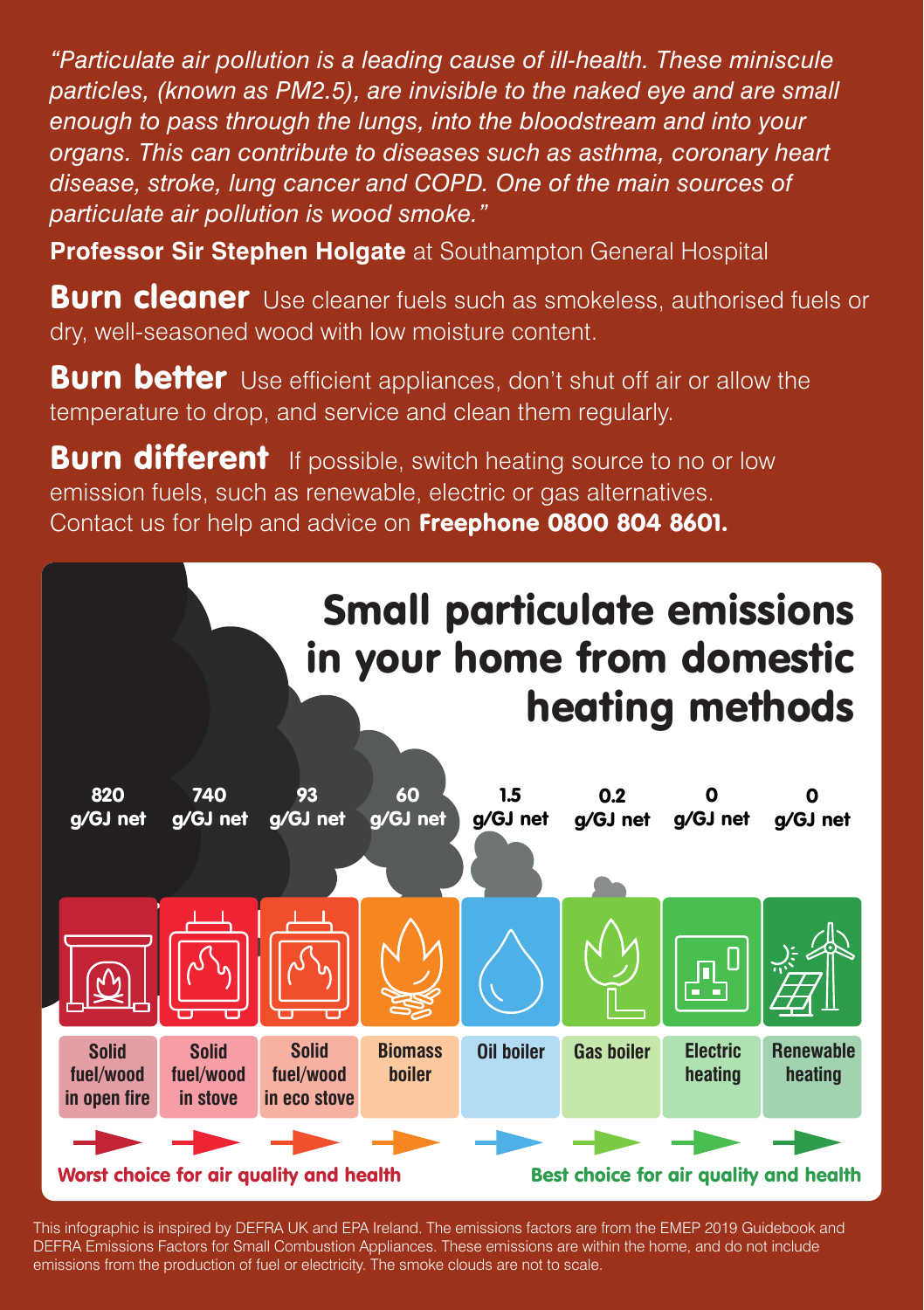*"Particulate air pollution is a leading cause of ill-health. These miniscule particles, (known as PM2.5), are invisible to the naked eye and are small enough to pass through the lungs, into the bloodstream and into your organs. This can contribute to diseases such as asthma, coronary heart disease, stroke, lung cancer and COPD. One of the main sources of particulate air pollution is wood smoke."*

**Professor Sir Stephen Holgate** at Southampton General Hospital

**Burn cleaner** Use cleaner fuels such as smokeless, authorised fuels or dry, well-seasoned wood with low moisture content.

**Burn better** Use efficient appliances, don't shut off air or allow the temperature to drop, and service and clean them regularly.

**Burn different** If possible, switch heating source to no or low emission fuels, such as renewable, electric or gas alternatives. Contact us for help and advice on **Freephone 0800 804 8601.**

## Small particulate emissions in your home from domestic heating methods

820 g/GJ net
Solid fuel/wood in open fire

740 g/GJ net
Solid fuel/wood in stove

93 g/GJ net
Solid fuel/wood in eco stove

60 g/GJ net
Biomass boiler

1.5 g/GJ net
Oil boiler

0.2 g/GJ net
Gas boiler

0 g/GJ net
Electric heating

0 g/GJ net
Renewable heating

Worst choice for air quality and health

Best choice for air quality and health

This infographic is inspired by DEFRA UK and EPA Ireland. The emissions factors are from the EMEP 2019 Guidebook and DEFRA Emissions Factors for Small Combustion Appliances. These emissions are within the home, and do not include emissions from the production of fuel or electricity. The smoke clouds are not to scale.